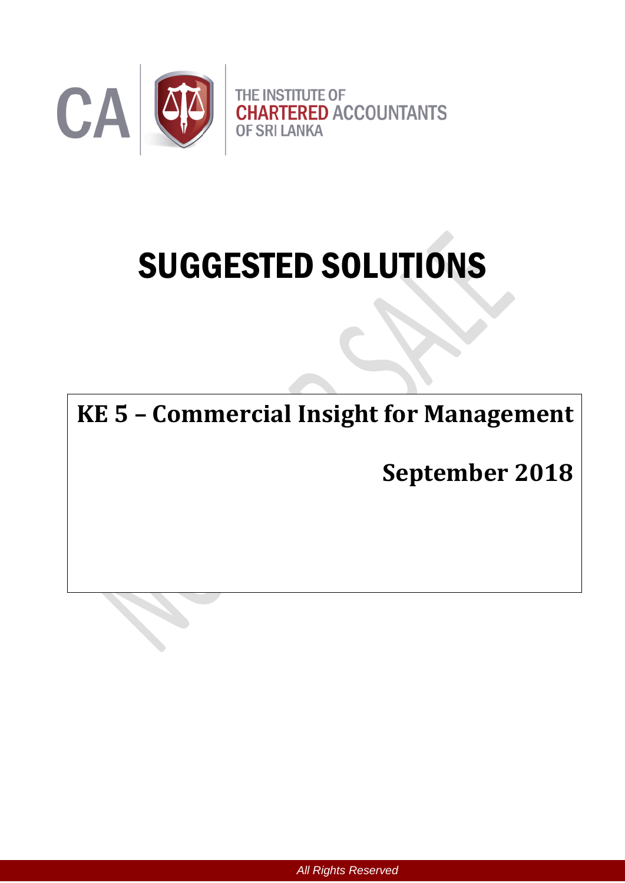THE INSTITUTE OF
**CHARTERED** ACCOUNTANTS
OF SRI LANKA

# SUGGESTED SOLUTIONS

## KE 5 – Commercial Insight for Management

## September 2018

*All Rights Reserved*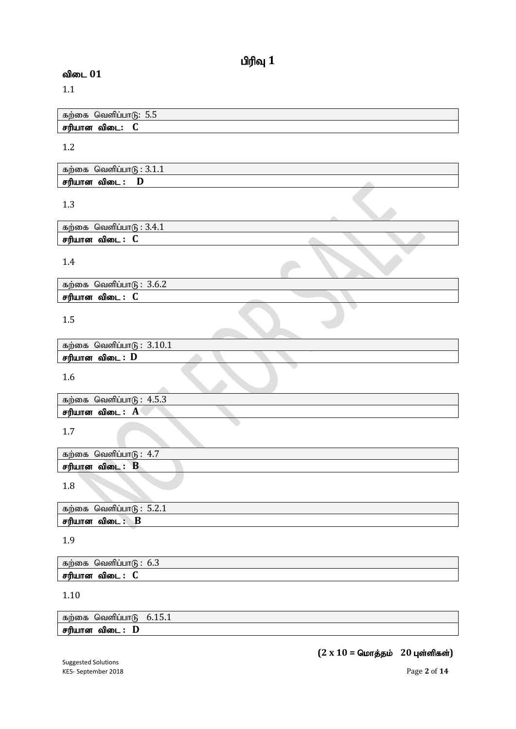# பிரிவு 1

## விடை 01

1.1

| கற்கை வெளிப்பாடு: 5.5 |
|---|
| **சரியான விடை: C** |

1.2

| கற்கை வெளிப்பாடு : 3.1.1 |
|---|
| **சரியான விடை : D** |

1.3

| கற்கை வெளிப்பாடு : 3.4.1 |
|---|
| **சரியான விடை : C** |

1.4

| கற்கை வெளிப்பாடு : 3.6.2 |
|---|
| **சரியான விடை : C** |

1.5

| கற்கை வெளிப்பாடு : 3.10.1 |
|---|
| **சரியான விடை : D** |

1.6

| கற்கை வெளிப்பாடு : 4.5.3 |
|---|
| **சரியான விடை : A** |

1.7

| கற்கை வெளிப்பாடு : 4.7 |
|---|
| **சரியான விடை : B** |

1.8

| கற்கை வெளிப்பாடு : 5.2.1 |
|---|
| **சரியான விடை : B** |

1.9

| கற்கை வெளிப்பாடு : 6.3 |
|---|
| **சரியான விடை : C** |

1.10

| கற்கை வெளிப்பாடு 6.15.1 |
|---|
| **சரியான விடை : D** |

**(2 x 10 = மொத்தம் 20 புள்ளிகள்)**

Suggested Solutions
KE5- September 2018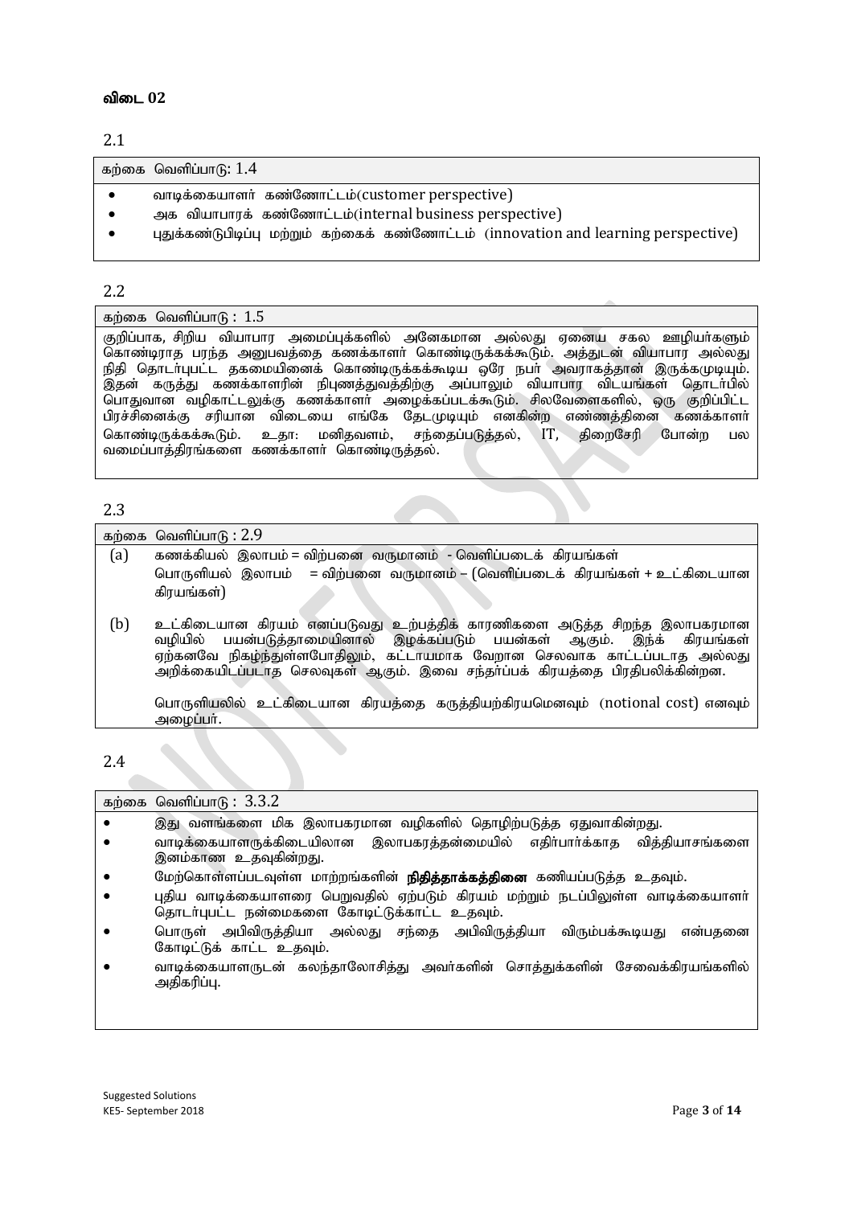## விடை 02

### 2.1

கற்கை வெளிப்பாடு: 1.4

- வாடிக்கையாளர் கண்ணோட்டம்(customer perspective)
- அக வியாபாரக் கண்ணோட்டம்(internal business perspective)
- புதுக்கண்டுபிடிப்பு மற்றும் கற்கைக் கண்ணோட்டம் (innovation and learning perspective)

### 2.2

கற்கை வெளிப்பாடு : 1.5

குறிப்பாக, சிறிய வியாபார அமைப்புக்களில் அனேகமான அல்லது ஏனைய சகல ஊழியர்களும் கொண்டிராத பரந்த அனுபவத்தை கணக்காளர் கொண்டிருக்கக்கூடும். அத்துடன் வியாபார அல்லது நிதி தொடர்புபட்ட தகமையினைக் கொண்டிருக்கக்கூடிய ஒரே நபர் அவராகத்தான் இருக்கமுடியும். இதன் கருத்து கணக்காளரின் நிபுணத்துவத்திற்கு அப்பாலும் வியாபார விடயங்கள் தொடர்பில் பொதுவான வழிகாட்டலுக்கு கணக்காளர் அழைக்கப்படக்கூடும். சிலவேளைகளில், ஒரு குறிப்பிட்ட பிரச்சினைக்கு சரியான விடையை எங்கே தேடமுடியும் எனகின்ற எண்ணத்தினை கணக்காளர் கொண்டிருக்கக்கூடும். உதா: மனிதவளம், சந்தைப்படுத்தல், IT, திறைசேரி போன்ற பல வமைப்பாத்திரங்களை கணக்காளர் கொண்டிருத்தல்.

### 2.3

கற்கை வெளிப்பாடு : 2.9

(a) கணக்கியல் இலாபம் = விற்பனை வருமானம் - வெளிப்படைக் கிரயங்கள்

பொருளியல் இலாபம் = விற்பனை வருமானம் – (வெளிப்படைக் கிரயங்கள் + உட்கிடையான கிரயங்கள்)

(b) உட்கிடையான கிரயம் எனப்படுவது உற்பத்திக் காரணிகளை அடுத்த சிறந்த இலாபகரமான வழியில் பயன்படுத்தாமையினால் இழக்கப்படும் பயன்கள் ஆகும். இந்க் கிரயங்கள் ஏற்கனவே நிகழ்ந்துள்ளபோதிலும், கட்டாயமாக வேறான செலவாக காட்டப்படாத அல்லது அறிக்கையிடப்படாத செலவுகள் ஆகும். இவை சந்தர்ப்பக் கிரயத்தை பிரதிபலிக்கின்றன.

பொருளியலில் உட்கிடையான கிரயத்தை கருத்தியற்கிரயமெனவும் (notional cost) எனவும் அழைப்பர்.

### 2.4

கற்கை வெளிப்பாடு : 3.3.2

- இது வளங்களை மிக இலாபகரமான வழிகளில் தொழிற்படுத்த ஏதுவாகின்றது.
- வாடிக்கையாளருக்கிடையிலான இலாபகரத்தன்மையில் எதிர்பார்க்காத வித்தியாசங்களை இனம்காண உதவுகின்றது.
- மேற்கொள்ளப்படவுள்ள மாற்றங்களின் **நிதித்தாக்கத்தினை** கணியப்படுத்த உதவும்.
- புதிய வாடிக்கையாளரை பெறுவதில் ஏற்படும் கிரயம் மற்றும் நடப்பிலுள்ள வாடிக்கையாளர் தொடர்புபட்ட நன்மைகளை கோடிட்டுக்காட்ட உதவும்.
- பொருள் அபிவிருத்தியா அல்லது சந்தை அபிவிருத்தியா விரும்பக்கூடியது என்பதனை கோடிட்டுக் காட்ட உதவும்.
- வாடிக்கையாளருடன் கலந்தாலோசித்து அவர்களின் சொத்துக்களின் சேவைக்கிரயங்களில் அதிகரிப்பு.

Suggested Solutions
KE5- September 2018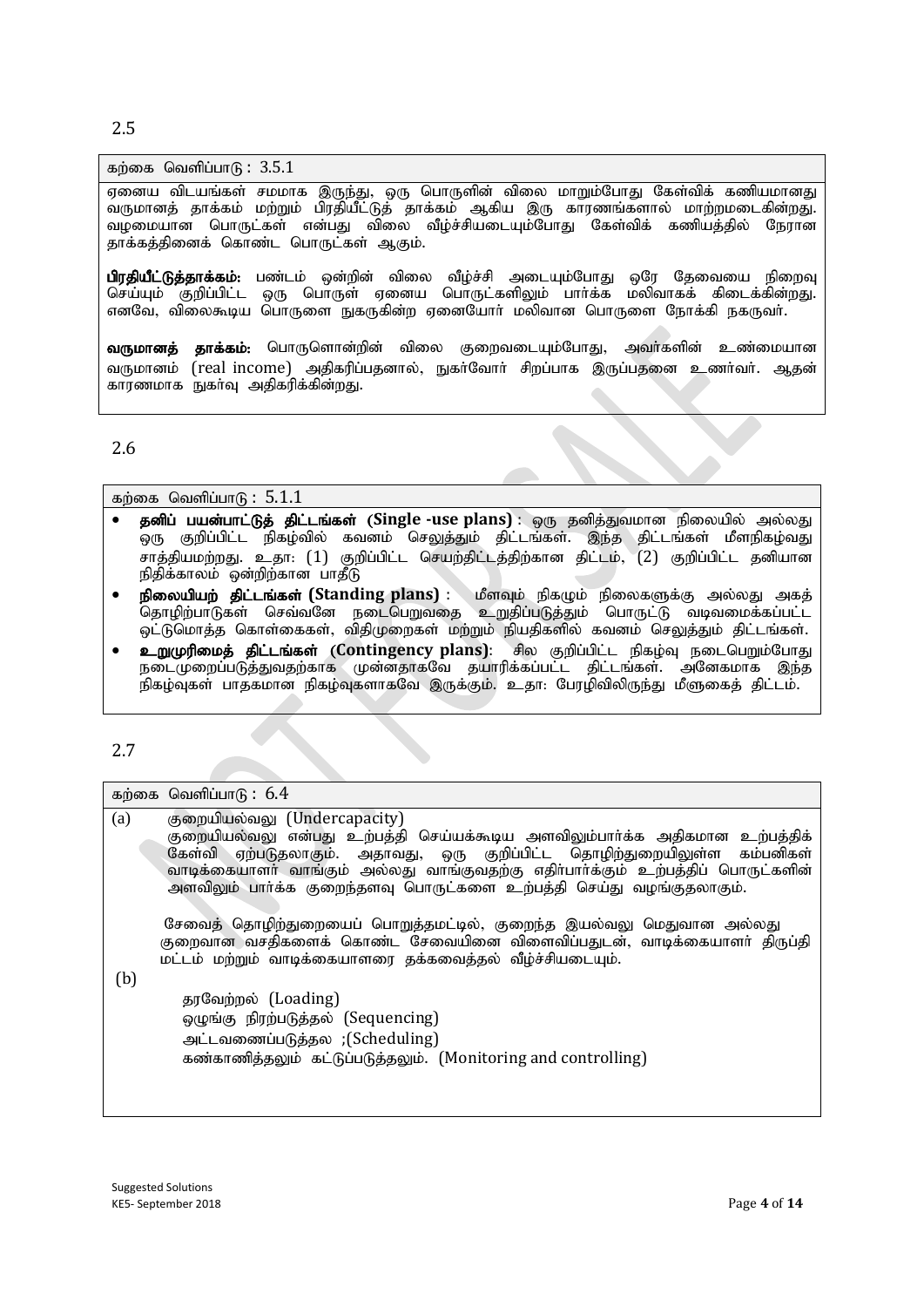2.5

கற்கை வெளிப்பாடு : 3.5.1

ஏனைய விடயங்கள் சமமாக இருந்து, ஒரு பொருளின் விலை மாறும்போது கேள்விக் கணியமானது வருமானத் தாக்கம் மற்றும் பிரதியீட்டுத் தாக்கம் ஆகிய இரு காரணங்களால் மாற்றமடைகின்றது. வழமையான பொருட்கள் என்பது விலை வீழ்ச்சியடையும்போது கேள்விக் கணியத்தில் நேரான தாக்கத்தினைக் கொண்ட பொருட்கள் ஆகும்.

**பிரதியீட்டுத்தாக்கம்:** பண்டம் ஒன்றின் விலை வீழ்ச்சி அடையும்போது ஒரே தேவையை நிறைவு செய்யும் குறிப்பிட்ட ஒரு பொருள் ஏனைய பொருட்களிலும் பார்க்க மலிவாகக் கிடைக்கின்றது. எனவே, விலைகூடிய பொருளை நுகருகின்ற ஏனையோர் மலிவான பொருளை நோக்கி நகருவர்.

**வருமானத் தாக்கம்:** பொருளொன்றின் விலை குறைவடையும்போது, அவர்களின் உண்மையான வருமானம் (real income) அதிகரிப்பதனால், நுகர்வோர் சிறப்பாக இருப்பதனை உணர்வர். ஆதன் காரணமாக நுகர்வு அதிகரிக்கின்றது.

2.6

கற்கை வெளிப்பாடு : 5.1.1

- **தனிப் பயன்பாட்டுத் திட்டங்கள் (Single -use plans)** : ஒரு தனித்துவமான நிலையில் அல்லது ஒரு குறிப்பிட்ட நிகழ்வில் கவனம் செலுத்தும் திட்டங்கள். இந்த திட்டங்கள் மீளநிகழ்வது சாத்தியமற்றது. உ.தா: (1) குறிப்பிட்ட செயற்திட்டத்திற்கான திட்டம், (2) குறிப்பிட்ட தனியான நிதிக்காலம் ஒன்றிற்கான பாதீடு
- **நிலையியற் திட்டங்கள் (Standing plans)** : மீளவும் நிகழும் நிலைகளுக்கு அல்லது அகத் தொழிற்பாடுகள் செவ்வனே நடைபெறுவதை உறுதிப்படுத்தும் பொருட்டு வடிவமைக்கப்பட்ட ஒட்டுமொத்த கொள்கைகள், விதிமுறைகள் மற்றும் நியதிகளில் கவனம் செலுத்தும் திட்டங்கள்.
- **உறுமுரிமைத் திட்டங்கள் (Contingency plans)**: சில குறிப்பிட்ட நிகழ்வு நடைபெறும்போது நடைமுறைப்படுத்துவதற்காக முன்னதாகவே தயாரிக்கப்பட்ட திட்டங்கள். அனேகமாக இந்த நிகழ்வுகள் பாதகமான நிகழ்வுகளாகவே இருக்கும். உ.தா: பேரழிவிலிருந்து மீளுகைத் திட்டம்.

2.7

கற்கை வெளிப்பாடு : 6.4

(a) குறையியல்வலு (Undercapacity)

குறையியல்வலு என்பது உற்பத்தி செய்யக்கூடிய அளவிலும்பார்க்க அதிகமான உற்பத்திக் கேள்வி ஏற்படுதலாகும். அதாவது, ஒரு குறிப்பிட்ட தொழிற்துறையிலுள்ள கம்பனிகள் வாடிக்கையாளர் வாங்கும் அல்லது வாங்குவதற்கு எதிர்பார்க்கும் உற்பத்திப் பொருட்களின் அளவிலும் பார்க்க குறைந்தளவு பொருட்களை உற்பத்தி செய்து வழங்குதலாகும்.

சேவைத் தொழிற்துறையைப் பொறுத்தமட்டில், குறைந்த இயல்வலு மெதுவான அல்லது குறைவான வசதிகளைக் கொண்ட சேவையினை விளைவிப்பதுடன், வாடிக்கையாளர் திருப்தி மட்டம் மற்றும் வாடிக்கையாளரை தக்கவைத்தல் வீழ்ச்சியடையும்.

(b)

தரவேற்றல் (Loading)
ஒழுங்கு நிரற்படுத்தல் (Sequencing)
அட்டவணைப்படுத்தல ;(Scheduling)
கண்காணித்தலும் கட்டுப்படுத்தலும். (Monitoring and controlling)

Suggested Solutions
KE5- September 2018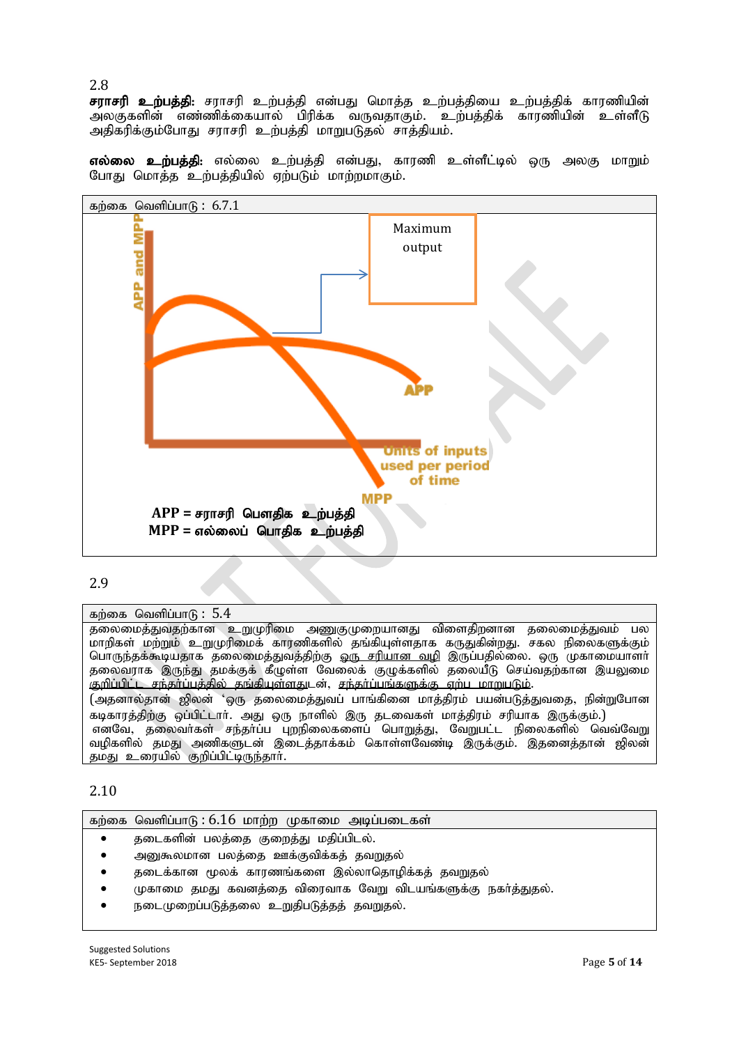2.8

**சராசரி உற்பத்தி:** சராசரி உற்பத்தி என்பது மொத்த உற்பத்தியை உற்பத்திக் காரணியின் அலகுகளின் எண்ணிக்கையால் பிரிக்க வருவதாகும். உற்பத்திக் காரணியின் உள்ளீடு அதிகரிக்கும்போது சராசரி உற்பத்தி மாறுபடுதல் சாத்தியம்.

**எல்லை உற்பத்தி:** எல்லை உற்பத்தி என்பது, காரணி உள்ளீட்டில் ஒரு அலகு மாறும் போது மொத்த உற்பத்தியில் ஏற்படும் மாற்றமாகும்.

கற்கை வெளிப்பாடு : 6.7.1

APP and MPP

Maximum output

APP

Units of inputs used per period of time

MPP

**APP = சராசரி பௌதிக உற்பத்தி**
**MPP = எல்லைப் பொதிக உற்பத்தி**

2.9

கற்கை வெளிப்பாடு : 5.4

தலைமைத்துவத்திற்கான உறுமுறிமை அணுகுமுறையானது விளைதிறனான தலைமைத்துவம் பல மாறிகள் மற்றும் உறுமுறிமைக் காரணிகளில் தங்கியுள்ளதாக கருதுகின்றது. சகல நிலைகளுக்கும் பொருந்தக்கூடியதாக தலைமைத்துவத்திற்கு ஒரு சரியான வழி இருப்பதில்லை. ஒரு முகாமையாளர் தலைவராக இருந்து தமக்குக் கீழுள்ள வேலைக் குழுக்களில் தலையீடு செய்வதற்கான இயலுமை குறிப்பிட்ட சந்தர்ப்பத்தில் தங்கியுள்ளதுடன், சந்தர்ப்பங்களுக்கு ஏற்ப மாறுபடும்.
(அதனால்தான் ஜிலன் 'ஒரு தலைமைத்துவப் பாங்கினை மாத்திரம் பயன்படுத்துவதை, நின்றுபோன கடிகாரத்திற்கு ஒப்பிட்டார். அது ஒரு நாளில் இரு தடவைகள் மாத்திரம் சரியாக இருக்கும்.)
எனவே, தலைவர்கள் சந்தர்ப்ப புறநிலைகளைப் பொறுத்து, வேறுபட்ட நிலைகளில் வெவ்வேறு வழிகளில் தமது அணிகளுடன் இடைத்தாக்கம் கொள்ளவேண்டி இருக்கும். இதனைத்தான் ஜிலன் தமது உரையில் குறிப்பிட்டிருந்தார்.

2.10

கற்கை வெளிப்பாடு : 6.16 மாற்ற முகாமை அடிப்படைகள்

- தடைகளின் பலத்தை குறைத்து மதிப்பிடல்.
- அனுகூலமான பலத்தை ஊக்குவிக்கத் தவறுதல்
- தடைக்கான மூலக் காரணங்களை இல்லாதொழிக்கத் தவறுதல்
- முகாமை தமது கவனத்தை விரைவாக வேறு விடயங்களுக்கு நகர்த்துதல்.
- நடைமுறைப்படுத்தலை உறுதிபடுத்தத் தவறுதல்.

Suggested Solutions
KE5- September 2018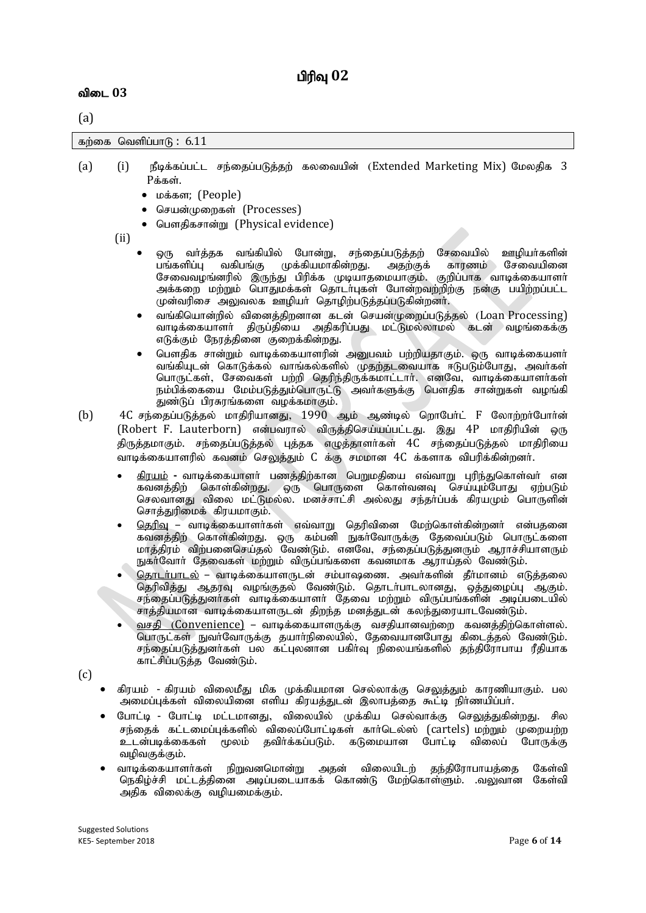# பிரிவு 02

## விடை 03

(a)

| கற்கை வெளிப்பாடு : 6.11 |
|---|

(a) (i) நீடிக்கப்பட்ட சந்தைப்படுத்தற் கலவையின் (Extended Marketing Mix) மேலதிக 3 P க்கள்.

- மக்கள; (People)
- செயன்முறைகள் (Processes)
- பௌதிகசான்று (Physical evidence)

(ii)

- ஒரு வர்த்தக வங்கியில் போன்று, சந்தைப்படுத்தற் சேவையில் ஊழியர்களின் பங்களிப்பு வகிபங்கு முக்கியமாகின்றது. அதற்குக் காரணம் சேவையினை சேவைவழங்னரில் இருந்து பிரிக்க முடியாதமையாகும். குறிப்பாக வாடிக்கையாளர் அக்கறை மற்றும் பொதுமக்கள் தொடர்புகள் போன்றவற்றிற்கு நன்கு பயிற்றப்பட்ட முன்வரிசை அலுவலக ஊழியர் தொழிற்படுத்தப்படுகின்றனர்.
- வங்கியொன்றில் வினைத்திறனான கடன் செயன்முறைப்படுத்தல் (Loan Processing) வாடிக்கையாளர் திருப்தியை அதிகரிப்பது மட்டுமல்லாமல் கடன் வழங்கைக்கு எடுக்கும் நேரத்தினை குறைக்கின்றது.
- பௌதிக சான்றும் வாடிக்கையாளரின் அனுபவம் பற்றியதாகும். ஒரு வாடிக்கையளர் வங்கியுடன் கொடுக்கல் வாங்கல்களில் முதற்தடவையாக ஈடுபடும்போது, அவர்கள் பொருட்கள், சேவைகள் பற்றி தெரிந்திருக்கமாட்டார். எனவே, வாடிக்கையாளர்கள் நம்பிக்கையை மேம்படுத்தும்பொருட்டு அவர்களுக்கு பௌதிக சான்றுகள் வழங்கி துண்டுப் பிரசுரங்களை வழக்கமாகும்.

(b) 4C சந்தைப்படுத்தல் மாதிரியானது, 1990 ஆம் ஆண்டில் றொபேர்ட் F லோற்றர்போர்ன் (Robert F. Lauterborn) என்பவரால் விருத்திசெய்யப்பட்டது. இது 4P மாதிரியின் ஒரு திருத்தமாகும். சந்தைப்படுத்தல் புத்தக எழுத்தாளர்கள் 4C சந்தைப்படுத்தல் மாதிரியை வாடிக்கையாளரில் கவனம் செலுத்தும் C க்கு சமமான 4C க்களாக விபரிக்கின்றனர்.

- கிரயம் - வாடிக்கையாளர் பணத்திற்கான பெறுமதியை எவ்வாறு புரிந்துகொள்வர் என கவனத்திற் கொள்கின்றது. ஒரு பொருளை கொள்வனவு செய்யும்போது ஏற்படும் செலவானது விலை மட்டுமல்ல. மனச்சாட்சி அல்லது சந்தர்ப்பக் கிரயமும் பொருளின் சொத்துரிமைக் கிரயமாகும்.
- தெரிவு – வாடிக்கையாளர்கள் எவ்வாறு தெரிவினை மேற்கொள்கின்றனர் என்பதனை கவனத்திற் கொள்கின்றது. ஒரு கம்பனி நுகர்வோருக்கு தேவைப்படும் பொருட்களை மாத்திரம் விற்பனைசெய்தல் வேண்டும். எனவே, சந்தைப்படுத்துனரும் ஆராச்சியாளரும் நுகர்வோர் தேவைகள் மற்றும் விருப்பங்களை கவனமாக ஆராய்தல் வேண்டும்.
- தொடர்பாடல் – வாடிக்கையாளருடன் சம்பாஷணை. அவர்களின் தீர்மானம் எடுத்தலை தெரிவித்து ஆதரவு வழங்குதல் வேண்டும். தொடர்பாடலானது, ஒத்துழைப்பு ஆகும். சந்தைப்படுத்துனர்கள் வாடிக்கையாளர் தேவை மற்றும் விருப்பங்களின் அடிப்படையில் சாத்தியமான வாடிக்கையாளருடன் திறந்த மனத்துடன் கலந்துரையாடவேண்டும்.
- வசதி (Convenience) – வாடிக்கையாளருக்கு வசதியானவற்றை கவனத்திற்கொள்ளல். பொருட்கள் நுவர்வோருக்கு தயார்நிலையில், தேவையானபோது கிடைத்தல் வேண்டும். சந்தைப்படுத்துனர்கள் பல கட்புலனான பகிர்வு நிலையங்களில் தந்திரோபாய ரீதியாக காட்சிப்படுத்த வேண்டும்.

(c)

- கிரயம் - கிரயம் விலைமீது மிக முக்கியமான செல்லாக்கு செலுத்தும் காரணியாகும். பல அமைப்புக்கள் விலையினை எளிய கிரயத்துடன் இலாபத்தை கூட்டி நிர்ணயிப்பர்.
- போட்டி - போட்டி மட்டமானது, விலையில் முக்கிய செல்வாக்கு செலுத்துகின்றது. சில சந்தைக் கட்டமைப்புக்களில் விலைப்போட்டிகள் கார்டெல்ஸ் (cartels) மற்றும் முறையற்ற உடன்படிக்கைகள் மூலம் தவிர்க்கப்படும். கடுமையான போட்டி விலைப் போருக்கு வழிவகுக்கும்.
- வாடிக்கையாளர்கள் நிறுவனமொன்று அதன் விலையிடற் தந்திரோபாயத்தை கேள்வி நெகிழ்ச்சி மட்டத்தினை அடிப்படையாகக் கொண்டு மேற்கொள்ளும். .வலுவான கேள்வி அதிக விலைக்கு வழியமைக்கும்.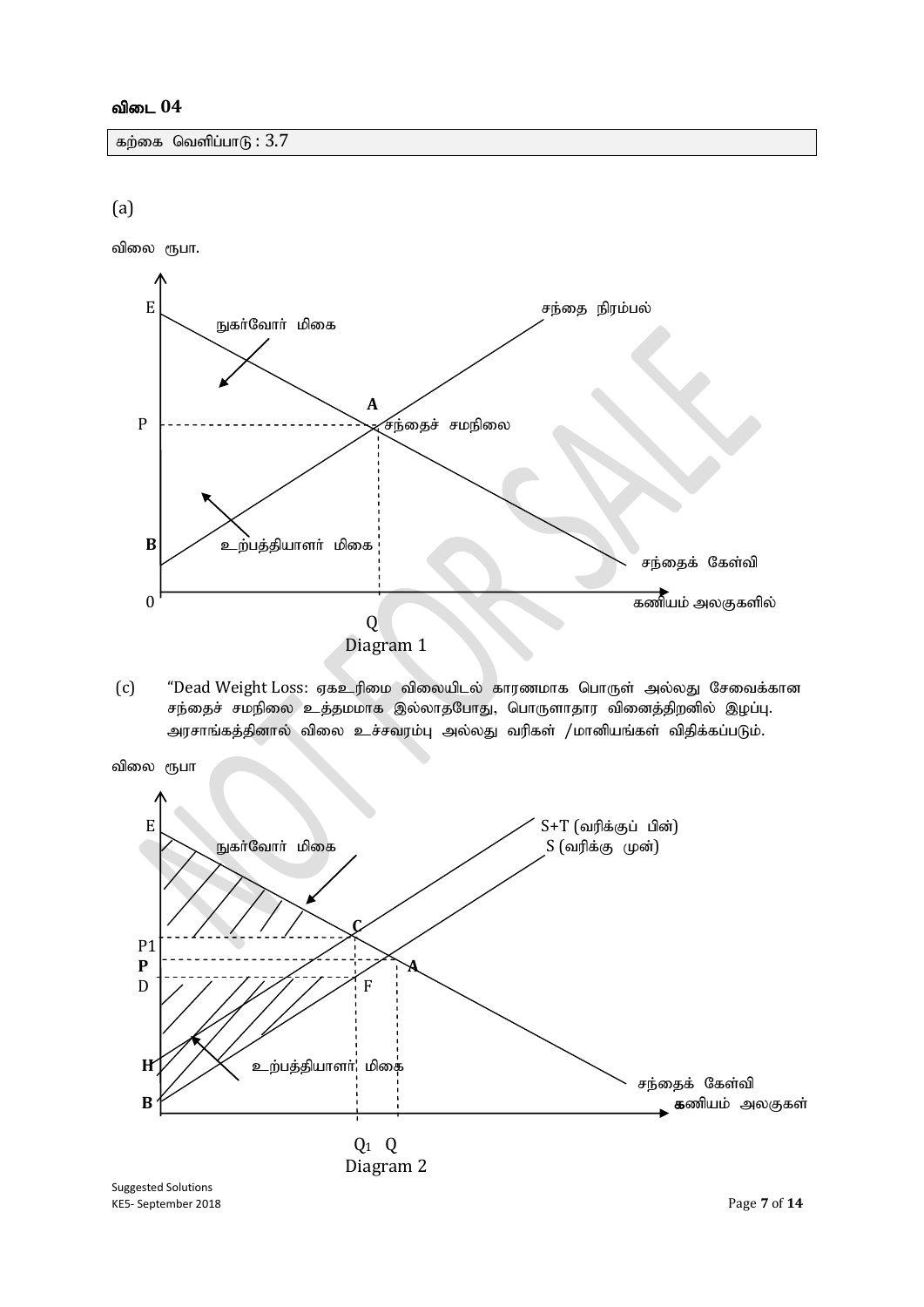**விடை 04**

கற்கை வெளிப்பாடு : 3.7

(a)

விலை ரூபா.

E

நுகர்வோர் மிகை

சந்தை நிரம்பல்

A

P

சந்தைச் சமநிலை

B

உற்பத்தியாளர் மிகை

சந்தைக் கேள்வி

0

கணியம் அலகுகளில்

Q

Diagram 1

(c) "Dead Weight Loss: ஏகஉரிமை விலையிடல் காரணமாக பொருள் அல்லது சேவைக்கான சந்தைச் சமநிலை உத்தமமாக இல்லாதபோது, பொருளாதார வினைத்திறனில் இழப்பு. அரசாங்கத்தினால் விலை உச்சவரம்பு அல்லது வரிகள் /மானியங்கள் விதிக்கப்படும்.

விலை ரூபா

E

S+T (வரிக்குப் பின்)

S (வரிக்கு முன்)

நுகர்வோர் மிகை

C

P1

**P**

A

D

F

**H**

உற்பத்தியாளர் மிகை

சந்தைக் கேள்வி

**B**

கணியம் அலகுகள்

$Q_1$ Q

Diagram 2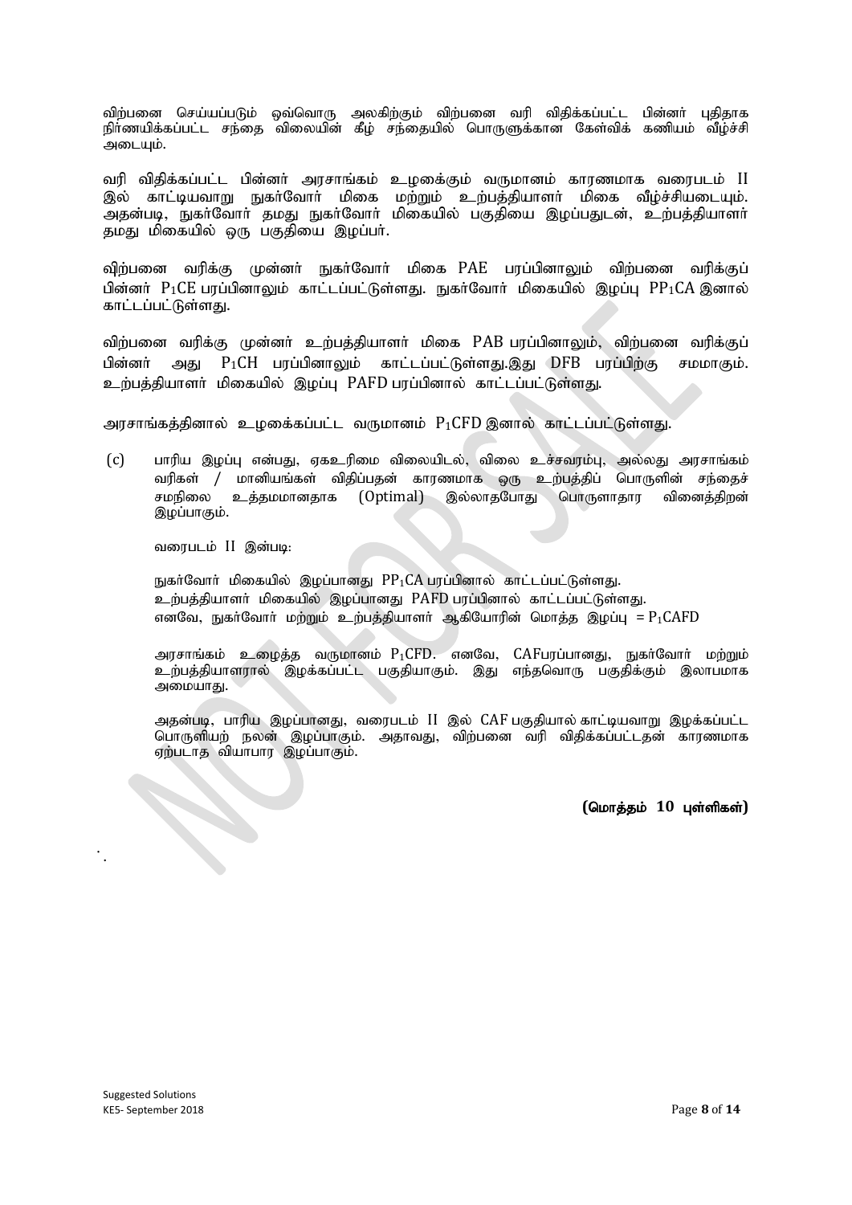விற்பனை செய்யப்படும் ஒவ்வொரு அலகிற்கும் விற்பனை வரி விதிக்கப்பட்ட பின்னர் புதிதாக நிர்ணயிக்கப்பட்ட சந்தை விலையின் கீழ் சந்தையில் பொருளுக்கான கேள்விக் கணியம் வீழ்ச்சி அடையும்.

வரி விதிக்கப்பட்ட பின்னர் அரசாங்கம் உழைக்கும் வருமானம் காரணமாக வரைபடம் II இல் காட்டியவாறு நுகர்வோர் மிகை மற்றும் உற்பத்தியாளர் மிகை வீழ்ச்சியடையும். அதன்படி, நுகர்வோர் தமது நுகர்வோர் மிகையில் பகுதியை இழப்பதுடன், உற்பத்தியாளர் தமது மிகையில் ஒரு பகுதியை இழப்பர்.

விற்பனை வரிக்கு முன்னர் நுகர்வோர் மிகை PAE பரப்பினாலும் விற்பனை வரிக்குப் பின்னர் $P_1CE$ பரப்பினாலும் காட்டப்பட்டுள்ளது. நுகர்வோர் மிகையில் இழப்பு $PP_1CA$ இனால் காட்டப்பட்டுள்ளது.

விற்பனை வரிக்கு முன்னர் உற்பத்தியாளர் மிகை PAB பரப்பினாலும், விற்பனை வரிக்குப் பின்னர் அது $P_1CH$ பரப்பினாலும் காட்டப்பட்டுள்ளது.இது DFB பரப்பிற்கு சமமாகும். உற்பத்தியாளர் மிகையில் இழப்பு PAFD பரப்பினால் காட்டப்பட்டுள்ளது.

அரசாங்கத்தினால் உழைக்கப்பட்ட வருமானம் $P_1CFD$ இனால் காட்டப்பட்டுள்ளது.

(c) பாரிய இழப்பு என்பது, ஏகஉரிமை விலையிடல், விலை உச்சவரம்பு, அல்லது அரசாங்கம் வரிகள் / மானியங்கள் விதிப்பதன் காரணமாக ஒரு உற்பத்திப் பொருளின் சந்தைச் சமநிலை உத்தமமானதாக (Optimal) இல்லாதபோது பொருளாதார வினைத்திறன் இழப்பாகும்.

வரைபடம் II இன்படி:

நுகர்வோர் மிகையில் இழப்பானது $PP_1CA$ பரப்பினால் காட்டப்பட்டுள்ளது.
உற்பத்தியாளர் மிகையில் இழப்பானது PAFD பரப்பினால் காட்டப்பட்டுள்ளது.
எனவே, நுகர்வோர் மற்றும் உற்பத்தியாளர் ஆகியோரின் மொத்த இழப்பு = $P_1CAFD$

அரசாங்கம் உழைத்த வருமானம் $P_1CFD$. எனவே, CAFபரப்பானது, நுகர்வோர் மற்றும் உற்பத்தியாளரால் இழக்கப்பட்ட பகுதியாகும். இது எந்தவொரு பகுதிக்கும் இலாபமாக அமையாது.

அதன்படி, பாரிய இழப்பானது, வரைபடம் II இல் CAF பகுதியால் காட்டியவாறு இழக்கப்பட்ட பொருளியற் நலன் இழப்பாகும். அதாவது, விற்பனை வரி விதிக்கப்பட்டதன் காரணமாக ஏற்படாத வியாபார இழப்பாகும்.

**(மொத்தம் 10 புள்ளிகள்)**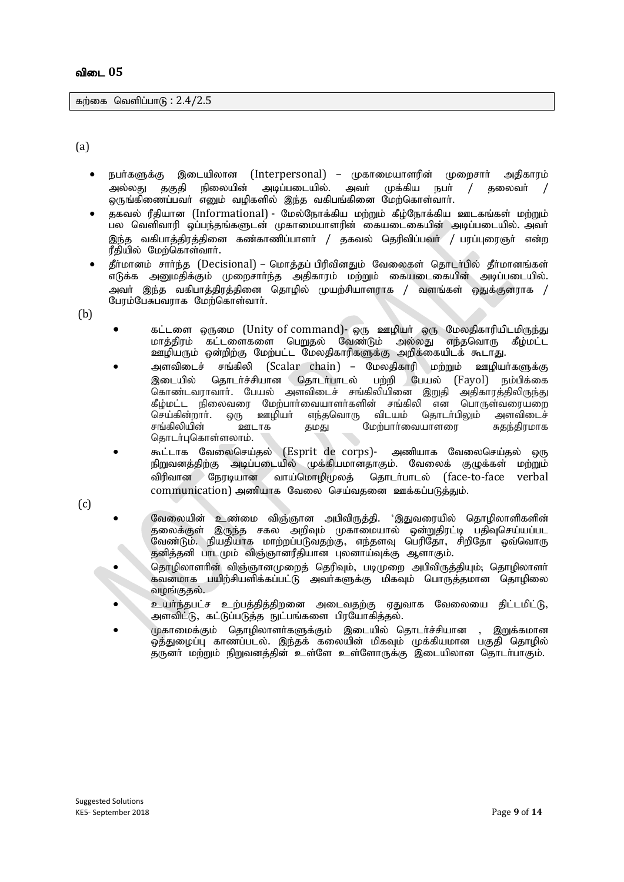## விடை 05

கற்கை வெளிப்பாடு : 2.4/2.5

(a)

- நபர்களுக்கு இடையிலான (Interpersonal) – முகாமையாளரின் முறைசார் அதிகாரம் அல்லது தகுதி நிலையின் அடிப்படையில். அவர் முக்கிய நபர் / தலைவர் / ஒருங்கிணைப்பவர் எனும் வழிகளில் இந்த வகிபங்கினை மேற்கொள்வார்.
- தகவல் ரீதியான (Informational) - மேல்நோக்கிய மற்றும் கீழ்நோக்கிய ஊடகங்கள் மற்றும் பல வெளிவாரி ஒப்பந்தங்களுடன் முகாமையாளரின் கையடைகையின் அடிப்படையில். அவர் இந்த வகிபாத்திரத்தினை கண்காணிப்பாளர் / தகவல் தெரிவிப்பவர் / பரப்புரைஞர் என்ற ரீதியில் மேற்கொள்வார்.
- தீர்மானம் சார்ந்த (Decisional) – மொத்தப் பிரிவினதும் வேலைகள் தொடர்பில் தீர்மானங்கள் எடுக்க அனுமதிக்கும் முறைசார்ந்த அதிகாரம் மற்றும் கையடைகையின் அடிப்படையில். அவர் இந்த வகிபாத்திரத்தினை தொழில் முயற்சியாளராக / வளங்கள் ஒதுக்குனராக / பேரம்பேசுபவராக மேற்கொள்வார்.

(b)

- கட்டளை ஒருமை (Unity of command)- ஒரு ஊழியர் ஒரு மேலதிகாரியிடமிருந்து மாத்திரம் கட்டளைகளை பெறுதல் வேண்டும் அல்லது எந்தவொரு கீழ்மட்ட ஊழியரும் ஒன்றிற்கு மேற்பட்ட மேலதிகாரிகளுக்கு அறிக்கையிடக் கூடாது.
- அளவிடைச் சங்கிலி (Scalar chain) – மேலதிகாரி மற்றும் ஊழியர்களுக்கு இடையில் தொடர்ச்சியான தொடர்பாடல் பற்றி பேயல் (Fayol) நம்பிக்கை கொண்டவராவார். பேயல் அளவிடைச் சங்கிலியினை இறுதி அதிகாரத்திலிருந்து கீழ்மட்ட நிலைவரை மேற்பார்வையாளர்களின் சங்கிலி என பொருள்வரையறை செய்கின்றார். ஒரு ஊழியர் எந்தவொரு விடயம் தொடர்பிலும் அளவிடைச் சங்கிலியின் ஊடாக தமது மேற்பார்வையாளரை சுதந்திரமாக தொடர்புகொள்ளலாம்.
- கூட்டாக வேலைசெய்தல் (Esprit de corps)- அணியாக வேலைசெய்தல் ஒரு நிறுவனத்திற்கு அடிப்படையில் முக்கியமானதாகும். வேலைக் குழுக்கள் மற்றும் விரிவான நேரடியான வாய்மொழிமூலத் தொடர்பாடல் (face-to-face verbal communication) அணியாக வேலை செய்வதனை ஊக்கப்படுத்தும்.

(c)

- வேலையின் உண்மை விஞ்ஞான அபிவிருத்தி. 'இதுவரையில் தொழிலாளிகளின் தலைக்குள் இருந்த சகல அறிவும் முகாமையால் ஒன்றுதிரட்டி பதிவுசெய்யப்பட வேண்டும். நியதியாக மாற்றப்படுவதற்கு, எந்தளவு பெரிதோ, சிறிதோ ஒவ்வொரு தனித்தனி பாடமும் விஞ்ஞானரீதியான புலனாய்வுக்கு ஆளாகும்.
- தொழிலாளரின் விஞ்ஞானமுறைத் தெரிவும், படிமுறை அபிவிருத்தியும்; தொழிலாளர் கவனமாக பயிற்சியளிக்கப்பட்டு அவர்களுக்கு மிகவும் பொருத்தமான தொழிலை வழங்குதல்.
- உயர்ந்தபட்ச உற்பத்தித்திறனை அடைவதற்கு ஏதுவாக வேலையை திட்டமிட்டு, அளவிட்டு, கட்டுப்படுத்த நுட்பங்களை பிரயோகித்தல்.
- முகாமைக்கும் தொழிலாளர்களுக்கும் இடையில் தொடர்ச்சியான , இறுக்கமான ஒத்துழைப்பு காணப்படல். இந்தக் கலையின் மிகவும் முக்கியமான பகுதி தொழில் தருனர் மற்றும் நிறுவனத்தின் உள்ளே உள்ளோருக்கு இடையிலான தொடர்பாகும்.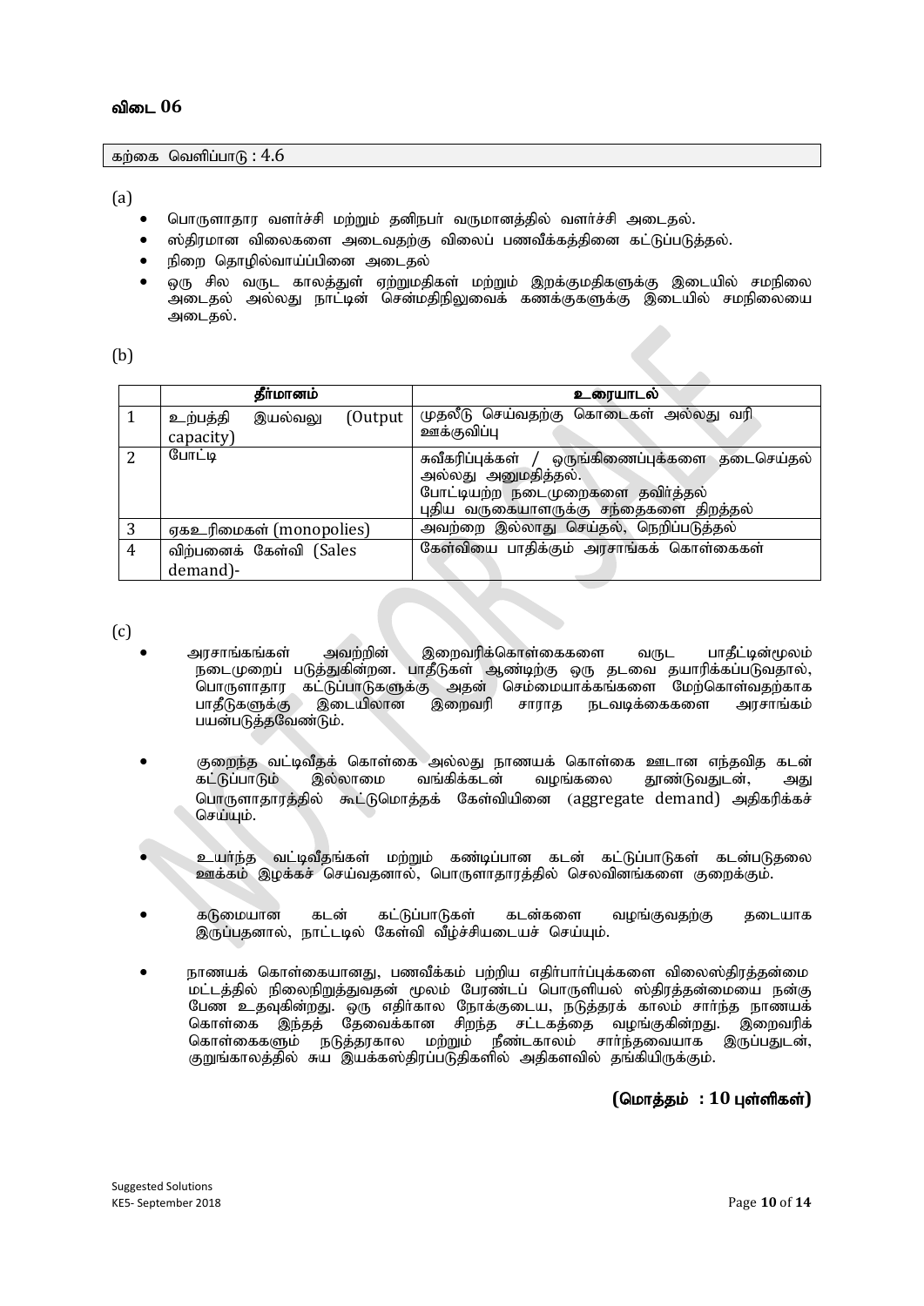## விடை 06

கற்கை வெளிப்பாடு : 4.6

(a)

- பொருளாதார வளர்ச்சி மற்றும் தனிநபர் வருமானத்தில் வளர்ச்சி அடைதல்.
- ஸ்திரமான விலைகளை அடைவதற்கு விலைப் பணவீக்கத்தினை கட்டுப்படுத்தல்.
- நிறை தொழில்வாய்ப்பினை அடைதல்
- ஒரு சில வருட காலத்துள் ஏற்றுமதிகள் மற்றும் இறக்குமதிகளுக்கு இடையில் சமநிலை அடைதல் அல்லது நாட்டின் சென்மதிநிலுவைக் கணக்குகளுக்கு இடையில் சமநிலையை அடைதல்.

(b)

| | தீர்மானம் | உரையாடல் |
|---|---|---|
| 1 | உற்பத்தி இயல்வலு (Output capacity) | முதலீடு செய்வதற்கு கொடைகள் அல்லது வரி ஊக்குவிப்பு |
| 2 | போட்டி | சுவீகரிப்புக்கள் / ஒருங்கிணைப்புக்களை தடைசெய்தல் அல்லது அனுமதித்தல். போட்டியற்ற நடைமுறைகளை தவிர்த்தல் புதிய வருகையாளருக்கு சந்தைகளை திறத்தல் |
| 3 | ஏகஉரிமைகள் (monopolies) | அவற்றை இல்லாது செய்தல், நெறிப்படுத்தல் |
| 4 | விற்பனைக் கேள்வி (Sales demand)- | கேள்வியை பாதிக்கும் அரசாங்கக் கொள்கைகள் |

(c)

- அரசாங்கங்கள் அவற்றின் இறைவரிக்கொள்கைகளை வருட பாதீட்டின்மூலம் நடைமுறைப் படுத்துகின்றன. பாதீடுகள் ஆண்டிற்கு ஒரு தடவை தயாரிக்கப்படுவதால், பொருளாதார கட்டுப்பாடுகளுக்கு அதன் செம்மையாக்கங்களை மேற்கொள்வதற்காக பாதீடுகளுக்கு இடையிலான இறைவரி சாராத நடவடிக்கைகளை அரசாங்கம் பயன்படுத்தவேண்டும்.

- குறைந்த வட்டிவீதக் கொள்கை அல்லது நாணயக் கொள்கை ஊடான எந்தவித கடன் கட்டுப்பாடும் இல்லாமை வங்கிக்கடன் வழங்கலை தூண்டுவதுடன், அது பொருளாதாரத்தில் கூட்டுமொத்தக் கேள்வியினை (aggregate demand) அதிகரிக்கச் செய்யும்.

- உயர்ந்த வட்டிவீதங்கள் மற்றும் கண்டிப்பான கடன் கட்டுப்பாடுகள் கடன்படுதலை ஊக்கம் இழக்கச் செய்வதனால், பொருளாதாரத்தில் செலவினங்களை குறைக்கும்.

- கடுமையான கடன் கட்டுப்பாடுகள் கடன்களை வழங்குவதற்கு தடையாக இருப்பதனால், நாட்டடில் கேள்வி வீழ்ச்சியடையச் செய்யும்.

- நாணயக் கொள்கையானது, பணவீக்கம் பற்றிய எதிர்பார்ப்புக்களை விலைஸ்திரத்தன்மை மட்டத்தில் நிலைநிறுத்துவதன் மூலம் பேரண்டப் பொருளியல் ஸ்திரத்தன்மையை நன்கு பேண உதவுகின்றது. ஒரு எதிர்கால நோக்குடைய, நடுத்தரக் காலம் சார்ந்த நாணயக் கொள்கை இந்தத் தேவைக்கான சிறந்த சட்டகத்தை வழங்குகின்றது. இறைவரிக் கொள்கைகளும் நடுத்தரகால மற்றும் நீண்டகாலம் சார்ந்தவையாக இருப்பதுடன், குறுங்காலத்தில் சுய இயக்கஸ்திரப்படுதிகளில் அதிகளவில் தங்கியிருக்கும்.

**(மொத்தம் : 10 புள்ளிகள்)**

Suggested Solutions
KE5- September 2018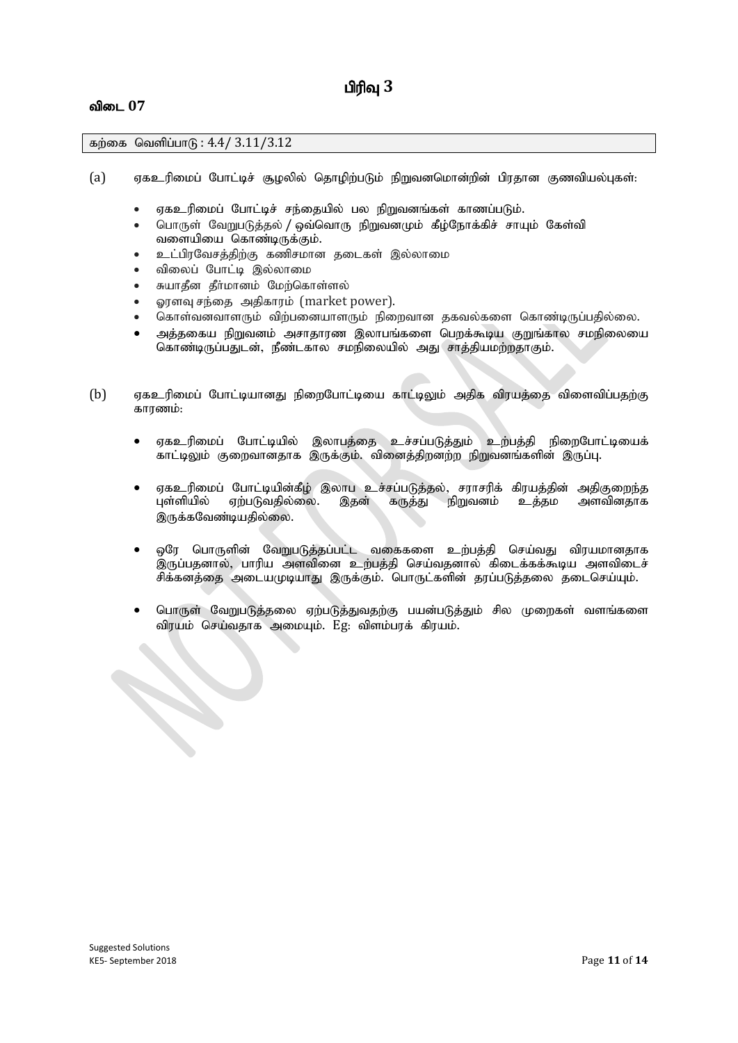# பிரிவு 3

## விடை 07

கற்கை வெளிப்பாடு : 4.4/ 3.11/3.12

(a) ஏகஉரிமைப் போட்டிச் சூழலில் தொழிற்படும் நிறுவனமொன்றின் பிரதான குணவியல்புகள்:

- ஏகஉரிமைப் போட்டிச் சந்தையில் பல நிறுவனங்கள் காணப்படும்.
- பொருள் வேறுபடுத்தல் / ஒவ்வொரு நிறுவனமும் கீழ்நோக்கிச் சாயும் கேள்வி வளையியை கொண்டிருக்கும்.
- உட்பிரவேசத்திற்கு கணிசமான தடைகள் இல்லாமை
- விலைப் போட்டி இல்லாமை
- சுயாதீன தீர்மானம் மேற்கொள்ளல்
- ஓரளவு சந்தை அதிகாரம் (market power).
- கொள்வனவாளரும் விற்பனையாளரும் நிறைவான தகவல்களை கொண்டிருப்பதில்லை.
- அத்தகைய நிறுவனம் அசாதாரண இலாபங்களை பெறக்கூடிய குறுங்கால சமநிலையை கொண்டிருப்பதுடன், நீண்டகால சமநிலையில் அது சாத்தியமற்றதாகும்.

(b) ஏகஉரிமைப் போட்டியானது நிறைபோட்டியை காட்டிலும் அதிக விரயத்தை விளைவிப்பதற்கு காரணம்:

- ஏகஉரிமைப் போட்டியில் இலாபத்தை உச்சப்படுத்தும் உற்பத்தி நிறைபோட்டியைக் காட்டிலும் குறைவானதாக இருக்கும். வினைத்திறனற்ற நிறுவனங்களின் இருப்பு.
- ஏகஉரிமைப் போட்டியின்கீழ் இலாப உச்சப்படுத்தல், சராசரிக் கிரயத்தின் அதிகுறைந்த புள்ளியில் ஏற்படுவதில்லை. இதன் கருத்து நிறுவனம் உத்தம அளவினதாக இருக்கவேண்டியதில்லை.
- ஒரே பொருளின் வேறுபடுத்தப்பட்ட வகைகளை உற்பத்தி செய்வது விரயமானதாக இருப்பதனால், பாரிய அளவினை உற்பத்தி செய்வதனால் கிடைக்கக்கூடிய அளவிடைச் சிக்கனத்தை அடையமுடியாது இருக்கும். பொருட்களின் தரப்படுத்தலை தடைசெய்யும்.
- பொருள் வேறுபடுத்தலை ஏற்படுத்துவதற்கு பயன்படுத்தும் சில முறைகள் வளங்களை விரயம் செய்வதாக அமையும். Eg: விளம்பரக் கிரயம்.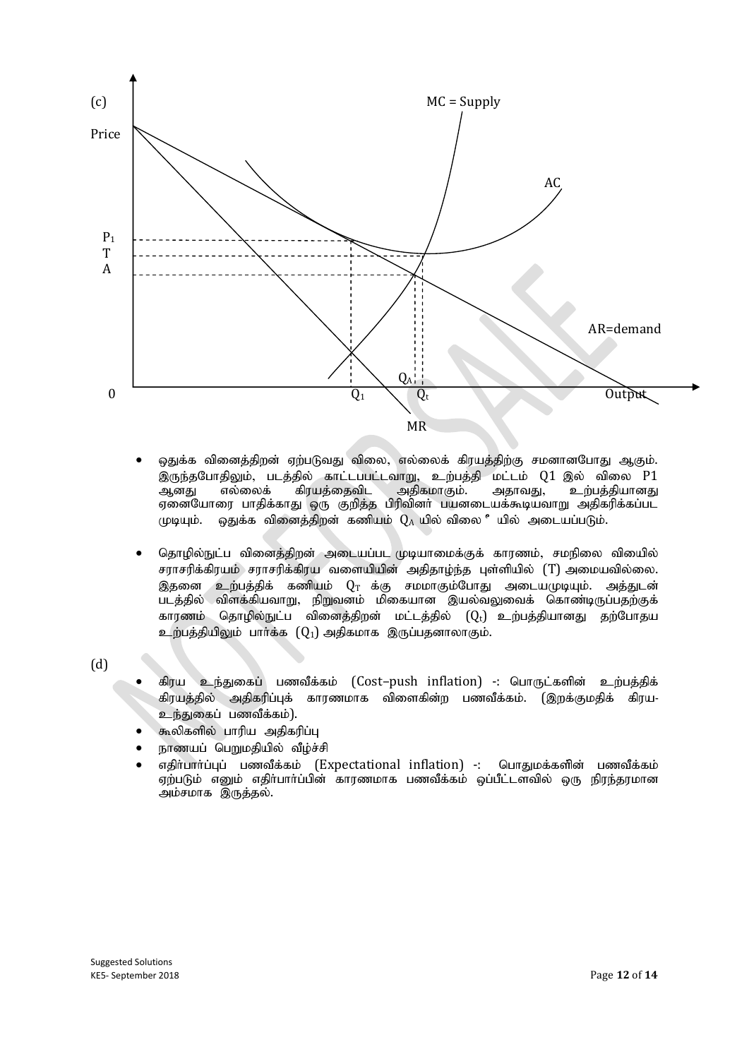(c)

- ஒதுக்க வினைத்திறன் ஏற்படுவது விலை, எல்லைக் கிரயத்திற்கு சமனானபோது ஆகும். இருந்தபோதிலும், படத்தில் காட்டப்பட்டவாறு, உற்பத்தி மட்டம் Q1 இல் விலை P1 ஆனது எல்லைக் கிரயத்தைவிட அதிகமாகும். அதாவது, உற்பத்தியானது ஏனையோரை பாதிக்காது ஒரு குறித்த பிரிவினர் பயனடையக்கூடியவாறு அதிகரிக்கப்பட முடியும். ஒதுக்க வினைத்திறன் கணியம் $Q_A$ யில் விலை $^a$ யில் அடையப்படும்.

- தொழில்நுட்ப வினைத்திறன் அடையப்பட முடியாமைக்குக் காரணம், சமநிலை விலையில் சராசரிக்கிரயம் சராசரிக்கிரய வளையியின் அதிதாழ்ந்த புள்ளியில் (T) அமையவில்லை. இதனை உற்பத்திக் கணியம் $Q_T$ க்கு சமமாகும்போது அடையமுடியும். அத்துடன் படத்தில் விளக்கியவாறு, நிறுவனம் மிகையான இயல்வலுவைக் கொண்டிருப்பதற்குக் காரணம் தொழில்நுட்ப வினைத்திறன் மட்டத்தில் ($Q_t$) உற்பத்தியானது தற்போதய உற்பத்தியிலும் பார்க்க ($Q_1$) அதிகமாக இருப்பதனாலாகும்.

(d)

- கிரய உந்துகைப் பணவீக்கம் (Cost–push inflation) -: பொருட்களின் உற்பத்திக் கிரயத்தில் அதிகரிப்புக் காரணமாக விளைகின்ற பணவீக்கம். (இறக்குமதிக் கிரய-உந்துகைப் பணவீக்கம்).
- கூலிகளில் பாரிய அதிகரிப்பு
- நாணயப் பெறுமதியில் வீழ்ச்சி
- எதிர்பார்ப்புப் பணவீக்கம் (Expectational inflation) -: பொதுமக்களின் பணவீக்கம் ஏற்படும் எனும் எதிர்பார்ப்பின் காரணமாக பணவீக்கம் ஒப்பீட்டளவில் ஒரு நிரந்தரமான அம்சமாக இருத்தல்.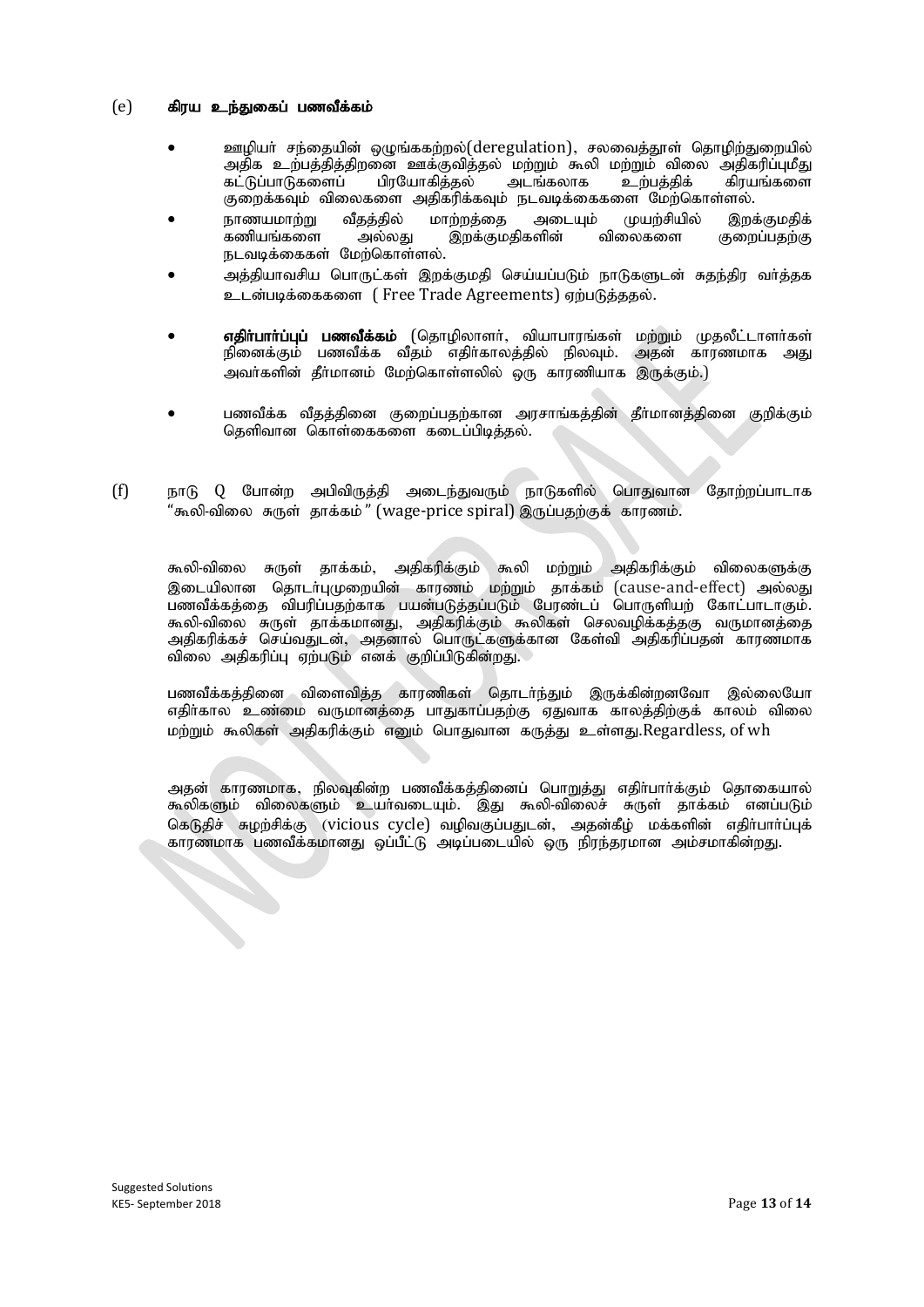(e) **கிரய உந்துகைப் பணவீக்கம்**

- ஊழியர் சந்தையின் ஒழுங்கற்றல்(deregulation), சலவைத்தூள் தொழிற்துறையில் அதிக உற்பத்தித்திறனை ஊக்குவித்தல் மற்றும் கூலி மற்றும் விலை அதிகரிப்புமீது கட்டுப்பாடுகளைப் பிரயோகித்தல் அடங்கலாக உற்பத்திக் கிரயங்களை குறைக்கவும் விலைகளை அதிகரிக்கவும் நடவடிக்கைகளை மேற்கொள்ளல்.
- நாணயமாற்று வீதத்தில் மாற்றத்தை அடையும் முயற்சியில் இறக்குமதிக் கணியங்களை அல்லது இறக்குமதிகளின் விலைகளை குறைப்பதற்கு நடவடிக்கைகள் மேற்கொள்ளல்.
- அத்தியாவசிய பொருட்கள் இறக்குமதி செய்யப்படும் நாடுகளுடன் சுதந்திர வர்த்தக உடன்படிக்கைகளை ( Free Trade Agreements) ஏற்படுத்ததல்.
- **எதிர்பார்ப்புப் பணவீக்கம்** (தொழிலாளர், வியாபாரங்கள் மற்றும் முதலீட்டாளர்கள் நினைக்கும் பணவீக்க வீதம் எதிர்காலத்தில் நிலவும். அதன் காரணமாக அது அவர்களின் தீர்மானம் மேற்கொள்ளலில் ஒரு காரணியாக இருக்கும்.)
- பணவீக்க வீதத்தினை குறைப்பதற்கான அரசாங்கத்தின் தீர்மானத்தினை குறிக்கும் தெளிவான கொள்கைகளை கடைப்பிடித்தல்.

(f) நாடு Q போன்ற அபிவிருத்தி அடைந்துவரும் நாடுகளில் பொதுவான தோற்றப்பாடாக "கூலி-விலை சுருள் தாக்கம்" (wage-price spiral) இருப்பதற்குக் காரணம்.

கூலி-விலை சுருள் தாக்கம், அதிகரிக்கும் கூலி மற்றும் அதிகரிக்கும் விலைகளுக்கு இடையிலான தொடர்புமுறையின் காரணம் மற்றும் தாக்கம் (cause-and-effect) அல்லது பணவீக்கத்தை விபரிப்பதற்காக பயன்படுத்தப்படும் பேரண்டப் பொருளியற் கோட்பாடாகும். கூலி-விலை சுருள் தாக்கமானது, அதிகரிக்கும் கூலிகள் செலவழிக்கத்தக்க வருமானத்தை அதிகரிக்கச் செய்வதுடன், அதனால் பொருட்களுக்கான கேள்வி அதிகரிப்பதன் காரணமாக விலை அதிகரிப்பு ஏற்படும் எனக் குறிப்பிடுகின்றது.

பணவீக்கத்தினை விளைவித்த காரணிகள் தொடர்ந்தும் இருக்கின்றனவோ இல்லையோ எதிர்கால உண்மை வருமானத்தை பாதுகாப்பதற்கு ஏதுவாக காலத்திற்குக் காலம் விலை மற்றும் கூலிகள் அதிகரிக்கும் எனும் பொதுவான கருத்து உள்ளது.Regardless, of wh

அதன் காரணமாக, நிலவுகின்ற பணவீக்கத்தினைப் பொறுத்து எதிர்பார்க்கும் தொகையால் கூலிகளும் விலைகளும் உயர்வடையும். இது கூலி-விலைச் சுருள் தாக்கம் எனப்படும் கெடுதிச் சுழற்சிக்கு (vicious cycle) வழிவகுப்பதுடன், அதன்கீழ் மக்களின் எதிர்பார்ப்புக் காரணமாக பணவீக்கமானது ஒப்பீட்டு அடிப்படையில் ஒரு நிரந்தரமான அம்சமாகின்றது.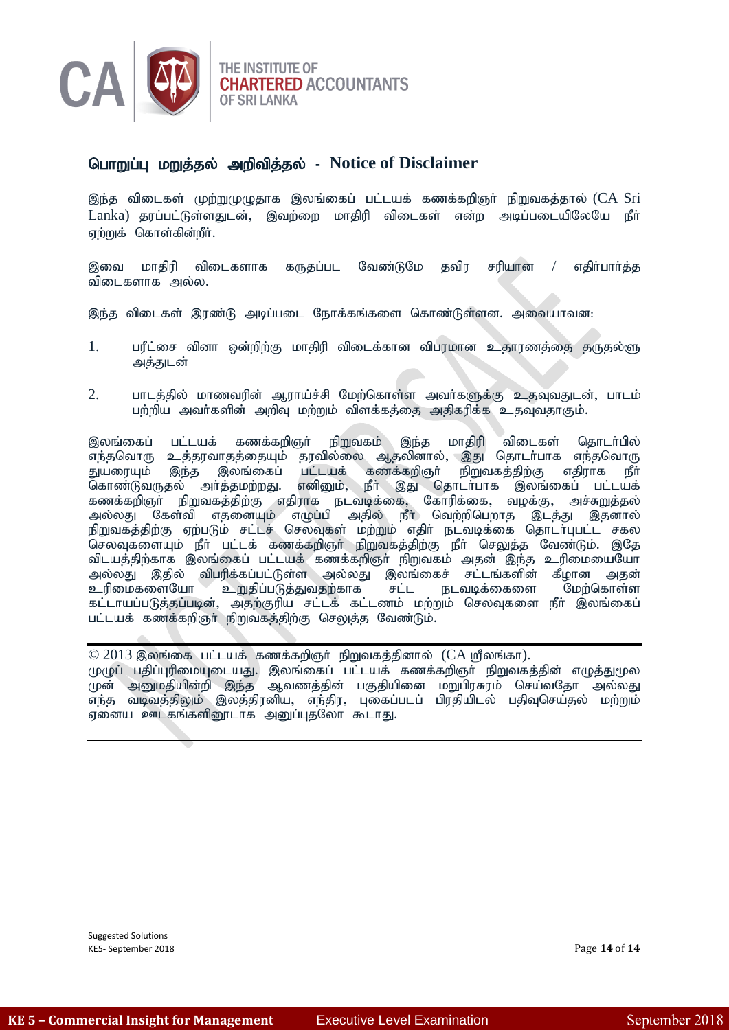## பொறுப்பு மறுத்தல் அறிவித்தல் - Notice of Disclaimer

இந்த விடைகள் முற்றுமுழுதாக இலங்கைப் பட்டயக் கணக்கறிஞர் நிறுவகத்தால் (CA Sri Lanka) தரப்பட்டுள்ளதுடன், இவற்றை மாதிரி விடைகள் என்ற அடிப்படையிலேயே நீர் ஏற்றுக் கொள்கின்றீர்.

இவை மாதிரி விடைகளாக கருதப்பட வேண்டுமே தவிர சரியான / எதிர்பார்த்த விடைகளாக அல்ல.

இந்த விடைகள் இரண்டு அடிப்படை நோக்கங்களை கொண்டுள்ளன. அவையாவன:

1. பரீட்சை வினா ஒன்றிற்கு மாதிரி விடைக்கான விபரமான உதாரணத்தை தருதல்ளூ அத்துடன்

2. பாடத்தில் மாணவரின் ஆராய்ச்சி மேற்கொள்ள அவர்களுக்கு உதவுவதுடன், பாடம் பற்றிய அவர்களின் அறிவு மற்றும் விளக்கத்தை அதிகரிக்க உதவுவதாகும்.

இலங்கைப் பட்டயக் கணக்கறிஞர் நிறுவகம் இந்த மாதிரி விடைகள் தொடர்பில் எந்தவொரு உத்தரவாதத்தையும் தரவில்லை ஆதலினால், இது தொடர்பாக எந்தவொரு துயரையும் இந்த இலங்கைப் பட்டயக் கணக்கறிஞர் நிறுவகத்திற்கு எதிராக நீர் கொண்டுவருதல் அர்த்தமற்றது. எனினும், நீர் இது தொடர்பாக இலங்கைப் பட்டயக் கணக்கறிஞர் நிறுவகத்திற்கு எதிராக நடவடிக்கை, கோரிக்கை, வழக்கு, அச்சுறுத்தல் அல்லது கேள்வி எதனையும் எழுப்பி அதில் நீர் வெற்றிபெறாத இடத்து இதனால் நிறுவகத்திற்கு ஏற்படும் சட்டச் செலவுகள் மற்றும் எதிர் நடவடிக்கை தொடர்புபட்ட சகல செலவுகளையும் நீர் பட்டக் கணக்கறிஞர் நிறுவகத்திற்கு நீர் செலுத்த வேண்டும். இதே விடயத்திற்காக இலங்கைப் பட்டயக் கணக்கறிஞர் நிறுவகம் அதன் இந்த உரிமையையோ அல்லது இதில் விபரிக்கப்பட்டுள்ள அல்லது இலங்கைச் சட்டங்களின் கீழான அதன் உரிமைகளையோ உறுதிப்படுத்துவதற்காக சட்ட நடவடிக்கைகளை மேற்கொள்ள கட்டாயப்படுத்தப்படின், அதற்குரிய சட்டக் கட்டணம் மற்றும் செலவுகளை நீர் இலங்கைப் பட்டயக் கணக்கறிஞர் நிறுவகத்திற்கு செலுத்த வேண்டும்.

---

© 2013 இலங்கை பட்டயக் கணக்கறிஞர் நிறுவகத்தினால் (CA ஸ்ரீலங்கா).
முழுப் பதிப்புரிமையுடையது. இலங்கைப் பட்டயக் கணக்கறிஞர் நிறுவகத்தின் எழுத்துமூல முன் அனுமதியின்றி இந்த ஆவணத்தின் பகுதியினை மறுபிரசுரம் செய்வதோ அல்லது எந்த வடிவத்திலும் இலத்திரனிய, எந்திர, புகைப்படப் பிரதியிடல் பதிவுசெய்தல் மற்றும் ஏனைய ஊடகங்களினூடாக அனுப்புதலோ கூடாது.

---